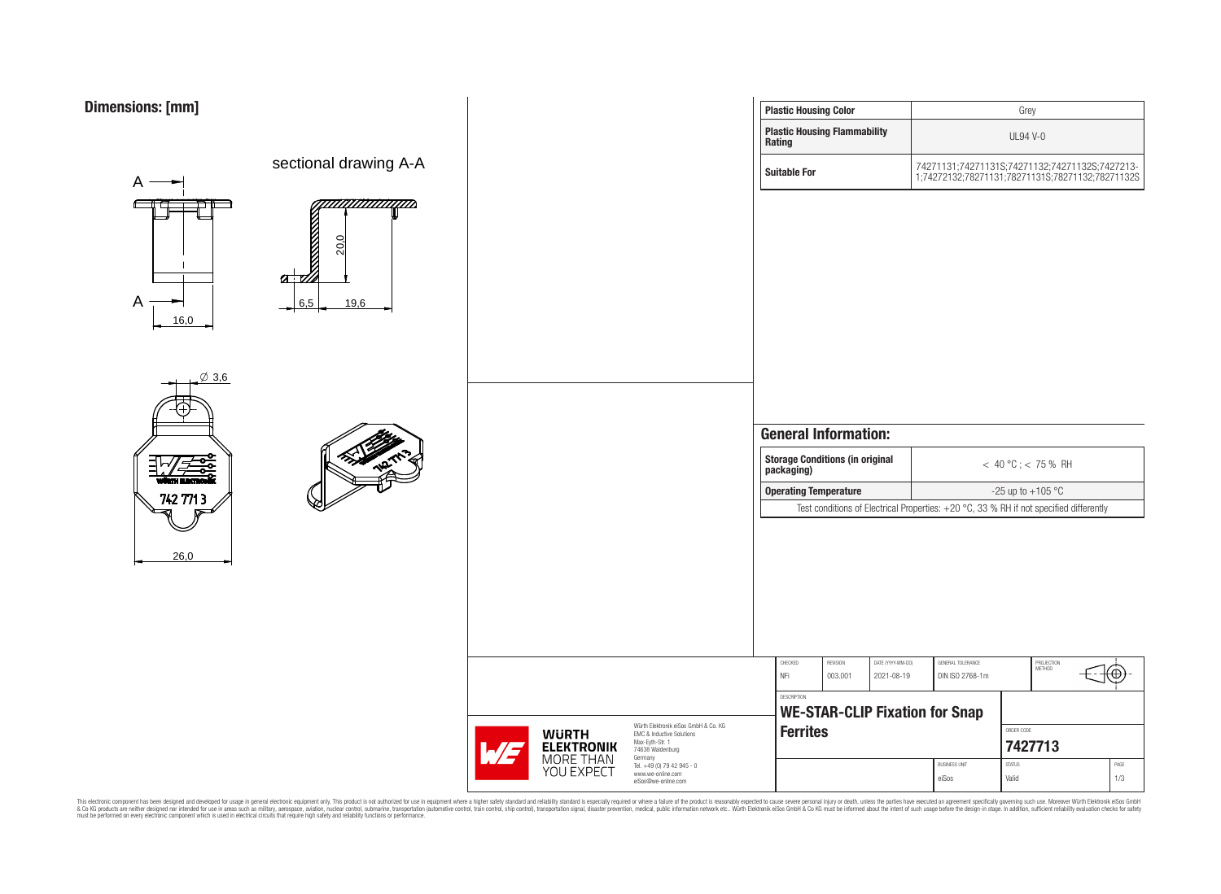## Dimensions: [mm]

sectional drawing A-A

A

A

16,0

20,0

6,5

19,6

Ø 3,6

742 771 3

26,0

| Plastic Housing Color | Grey |
|---|---|
| Plastic Housing Flammability Rating | UL94 V-0 |
| Suitable For | 74271131;74271131S;74271132;74271132S;7427213-1;74272132;78271131;78271131S;78271132;78271132S |

## General Information:

| Storage Conditions (in original packaging) | < 40 °C ; < 75 % RH |
|---|---|
| Operating Temperature | -25 up to +105 °C |
| Test conditions of Electrical Properties: +20 °C, 33 % RH if not specified differently | |

| CHECKED | REVISION | DATE (YYYY-MM-DD) | GENERAL TOLERANCE | PROJECTION METHOD |
|---|---|---|---|---|
| NFi | 003.001 | 2021-08-19 | DIN ISO 2768-1m | |

DESCRIPTION

**WE-STAR-CLIP Fixation for Snap Ferrites**

ORDER CODE: **7427713**

BUSINESS UNIT: eiSos | STATUS: Valid | PAGE: 1/3

WÜRTH ELEKTRONIK MORE THAN YOU EXPECT

Würth Elektronik eiSos GmbH & Co. KG
EMC & Inductive Solutions
Max-Eyth-Str. 1
74638 Waldenburg
Germany
Tel. +49 (0) 79 42 945 - 0
www.we-online.com
eiSos@we-online.com

This electronic component has been designed and developed for usage in general electronic equipment only. This product is not authorized for use in equipment where a higher safety standard and reliability standard is especially required or where a failure of the product is reasonably expected to cause severe personal injury or death, unless the parties have executed an agreement specifically governing such use. Moreover Würth Elektronik eiSos GmbH & Co KG products are neither designed nor intended for use in areas such as military, aerospace, aviation, nuclear control, submarine, transportation (automotive control, train control, ship control), transportation signal, disaster prevention, medical, public information network etc.. Würth Elektronik eiSos GmbH & Co KG must be informed about the intent of such usage before the design-in stage. In addition, sufficient reliability evaluation checks for safety must be performed on every electronic component which is used in electrical circuits that require high safety and reliability functions or performance.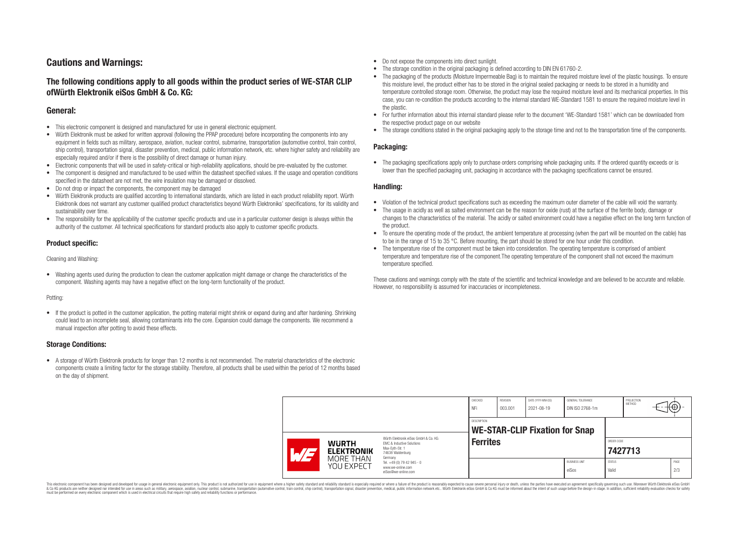## Cautions and Warnings:

### The following conditions apply to all goods within the product series of WE-STAR CLIP ofWürth Elektronik eiSos GmbH & Co. KG:

### General:

- This electronic component is designed and manufactured for use in general electronic equipment.
- Würth Elektronik must be asked for written approval (following the PPAP procedure) before incorporating the components into any equipment in fields such as military, aerospace, aviation, nuclear control, submarine, transportation (automotive control, train control, ship control), transportation signal, disaster prevention, medical, public information network, etc. where higher safety and reliability are especially required and/or if there is the possibility of direct damage or human injury.
- Electronic components that will be used in safety-critical or high-reliability applications, should be pre-evaluated by the customer.
- The component is designed and manufactured to be used within the datasheet specified values. If the usage and operation conditions specified in the datasheet are not met, the wire insulation may be damaged or dissolved.
- Do not drop or impact the components, the component may be damaged
- Würth Elektronik products are qualified according to international standards, which are listed in each product reliability report. Würth Elektronik does not warrant any customer qualified product characteristics beyond Würth Elektroniks' specifications, for its validity and sustainability over time.
- The responsibility for the applicability of the customer specific products and use in a particular customer design is always within the authority of the customer. All technical specifications for standard products also apply to customer specific products.

### Product specific:

Cleaning and Washing:

- Washing agents used during the production to clean the customer application might damage or change the characteristics of the component. Washing agents may have a negative effect on the long-term functionality of the product.

Potting:

- If the product is potted in the customer application, the potting material might shrink or expand during and after hardening. Shrinking could lead to an incomplete seal, allowing contaminants into the core. Expansion could damage the components. We recommend a manual inspection after potting to avoid these effects.

### Storage Conditions:

- A storage of Würth Elektronik products for longer than 12 months is not recommended. The material characteristics of the electronic components create a limiting factor for the storage stability. Therefore, all products shall be used within the period of 12 months based on the day of shipment.
- Do not expose the components into direct sunlight.
- The storage condition in the original packaging is defined according to DIN EN 61760-2.
- The packaging of the products (Moisture Impermeable Bag) is to maintain the required moisture level of the plastic housings. To ensure this moisture level, the product either has to be stored in the original sealed packaging or needs to be stored in a humidity and temperature controlled storage room. Otherwise, the product may lose the required moisture level and its mechanical properties. In this case, you can re-condition the products according to the internal standard WE-Standard 1581 to ensure the required moisture level in the plastic.
- For further information about this internal standard please refer to the document 'WE-Standard 1581' which can be downloaded from the respective product page on our website
- The storage conditions stated in the original packaging apply to the storage time and not to the transportation time of the components.

### Packaging:

- The packaging specifications apply only to purchase orders comprising whole packaging units. If the ordered quantity exceeds or is lower than the specified packaging unit, packaging in accordance with the packaging specifications cannot be ensured.

### Handling:

- Violation of the technical product specifications such as exceeding the maximum outer diameter of the cable will void the warranty.
- The usage in acidly as well as salted environment can be the reason for oxide (rust) at the surface of the ferrite body, damage or changes to the characteristics of the material. The acidly or salted environment could have a negative effect on the long term function of the product.
- To ensure the operating mode of the product, the ambient temperature at processing (when the part will be mounted on the cable) has to be in the range of 15 to 35 °C. Before mounting, the part should be stored for one hour under this condition.
- The temperature rise of the component must be taken into consideration. The operating temperature is comprised of ambient temperature and temperature rise of the component.The operating temperature of the component shall not exceed the maximum temperature specified.

These cautions and warnings comply with the state of the scientific and technical knowledge and are believed to be accurate and reliable. However, no responsibility is assumed for inaccuracies or incompleteness.

| CHECKED | REVISION | DATE (YYYY-MM-DD) | GENERAL TOLERANCE | PROJECTION METHOD |
|---|---|---|---|---|
| NFi | 003.001 | 2021-08-19 | DIN ISO 2768-1m | |

DESCRIPTION: **WE-STAR-CLIP Fixation for Snap Ferrites**

ORDER CODE: **7427713**

BUSINESS UNIT: eiSos | STATUS: Valid

Würth Elektronik eiSos GmbH & Co. KG
EMC & Inductive Solutions
Max-Eyth-Str. 1
74638 Waldenburg
Germany
Tel. +49 (0) 79 42 945 - 0
www.we-online.com
eiSos@we-online.com

This electronic component has been designed and developed for usage in general electronic equipment only. This product is not authorized for use in equipment where a higher safety standard and reliability standard is especially required or where a failure of the product is reasonably expected to cause severe personal injury or death, unless the parties have executed an agreement specifically governing such use. Moreover Würth Elektronik eiSos GmbH & Co KG products are neither designed nor intended for use in areas such as military, aerospace, aviation, nuclear control, submarine, transportation (automotive control, train control, ship control), transportation signal, disaster prevention, medical, public information network etc.. Würth Elektronik eiSos GmbH & Co KG must be informed about the intent of such usage before the design-in stage. In addition, sufficient reliability evaluation checks for safety must be performed on every electronic component which is used in electrical circuits that require high safety and reliability functions or performance.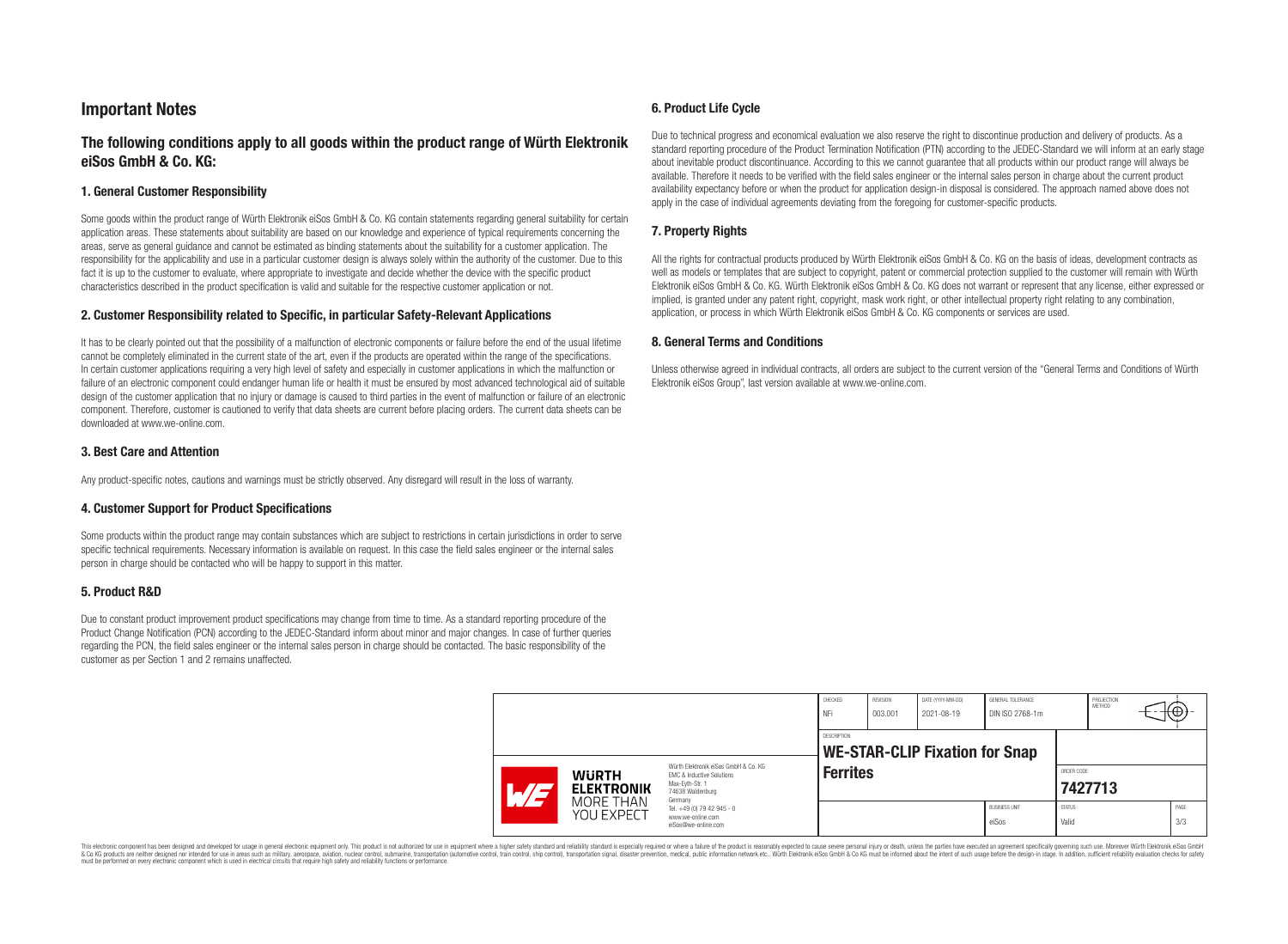# Important Notes

## The following conditions apply to all goods within the product range of Würth Elektronik eiSos GmbH & Co. KG:

### 1. General Customer Responsibility

Some goods within the product range of Würth Elektronik eiSos GmbH & Co. KG contain statements regarding general suitability for certain application areas. These statements about suitability are based on our knowledge and experience of typical requirements concerning the areas, serve as general guidance and cannot be estimated as binding statements about the suitability for a customer application. The responsibility for the applicability and use in a particular customer design is always solely within the authority of the customer. Due to this fact it is up to the customer to evaluate, where appropriate to investigate and decide whether the device with the specific product characteristics described in the product specification is valid and suitable for the respective customer application or not.

### 2. Customer Responsibility related to Specific, in particular Safety-Relevant Applications

It has to be clearly pointed out that the possibility of a malfunction of electronic components or failure before the end of the usual lifetime cannot be completely eliminated in the current state of the art, even if the products are operated within the range of the specifications. In certain customer applications requiring a very high level of safety and especially in customer applications in which the malfunction or failure of an electronic component could endanger human life or health it must be ensured by most advanced technological aid of suitable design of the customer application that no injury or damage is caused to third parties in the event of malfunction or failure of an electronic component. Therefore, customer is cautioned to verify that data sheets are current before placing orders. The current data sheets can be downloaded at www.we-online.com.

### 3. Best Care and Attention

Any product-specific notes, cautions and warnings must be strictly observed. Any disregard will result in the loss of warranty.

### 4. Customer Support for Product Specifications

Some products within the product range may contain substances which are subject to restrictions in certain jurisdictions in order to serve specific technical requirements. Necessary information is available on request. In this case the field sales engineer or the internal sales person in charge should be contacted who will be happy to support in this matter.

### 5. Product R&D

Due to constant product improvement product specifications may change from time to time. As a standard reporting procedure of the Product Change Notification (PCN) according to the JEDEC-Standard inform about minor and major changes. In case of further queries regarding the PCN, the field sales engineer or the internal sales person in charge should be contacted. The basic responsibility of the customer as per Section 1 and 2 remains unaffected.

### 6. Product Life Cycle

Due to technical progress and economical evaluation we also reserve the right to discontinue production and delivery of products. As a standard reporting procedure of the Product Termination Notification (PTN) according to the JEDEC-Standard we will inform at an early stage about inevitable product discontinuance. According to this we cannot guarantee that all products within our product range will always be available. Therefore it needs to be verified with the field sales engineer or the internal sales person in charge about the current product availability expectancy before or when the product for application design-in disposal is considered. The approach named above does not apply in the case of individual agreements deviating from the foregoing for customer-specific products.

### 7. Property Rights

All the rights for contractual products produced by Würth Elektronik eiSos GmbH & Co. KG on the basis of ideas, development contracts as well as models or templates that are subject to copyright, patent or commercial protection supplied to the customer will remain with Würth Elektronik eiSos GmbH & Co. KG. Würth Elektronik eiSos GmbH & Co. KG does not warrant or represent that any license, either expressed or implied, is granted under any patent right, copyright, mask work right, or other intellectual property right relating to any combination, application, or process in which Würth Elektronik eiSos GmbH & Co. KG components or services are used.

### 8. General Terms and Conditions

Unless otherwise agreed in individual contracts, all orders are subject to the current version of the "General Terms and Conditions of Würth Elektronik eiSos Group", last version available at www.we-online.com.

| | | | | | | |
|---|---|---|---|---|---|---|
| CHECKED NFi | REVISION 003.001 | DATE (YYYY-MM-DD) 2021-08-19 | GENERAL TOLERANCE DIN ISO 2768-1m | | PROJECTION METHOD | |
| DESCRIPTION **WE-STAR-CLIP Fixation for Snap Ferrites** | | | | | | |
| | | | | ORDER CODE **7427713** | | |
| | | | BUSINESS UNIT eiSos | STATUS Valid | | PAGE 3/3 |

WÜRTH ELEKTRONIK MORE THAN YOU EXPECT

Würth Elektronik eiSos GmbH & Co. KG
EMC & Inductive Solutions
Max-Eyth-Str. 1
74638 Waldenburg
Germany
Tel. +49 (0) 79 42 945 - 0
www.we-online.com
eiSos@we-online.com

This electronic component has been designed and developed for usage in general electronic equipment only. This product is not authorized for use in equipment where a higher safety standard and reliability standard is especially required or where a failure of the product is reasonably expected to cause severe personal injury or death, unless the parties have executed an agreement specifically governing such use. Moreover Würth Elektronik eiSos GmbH & Co KG products are neither designed nor intended for use in areas such as military, aerospace, aviation, nuclear control, submarine, transportation (automotive control, train control, ship control), transportation signal, disaster prevention, medical, public information network etc.. Würth Elektronik eiSos GmbH & Co KG must be informed about the intent of such usage before the design-in stage. In addition, sufficient reliability evaluation checks for safety must be performed on every electronic component which is used in electrical circuits that require high safety and reliability functions or performance.